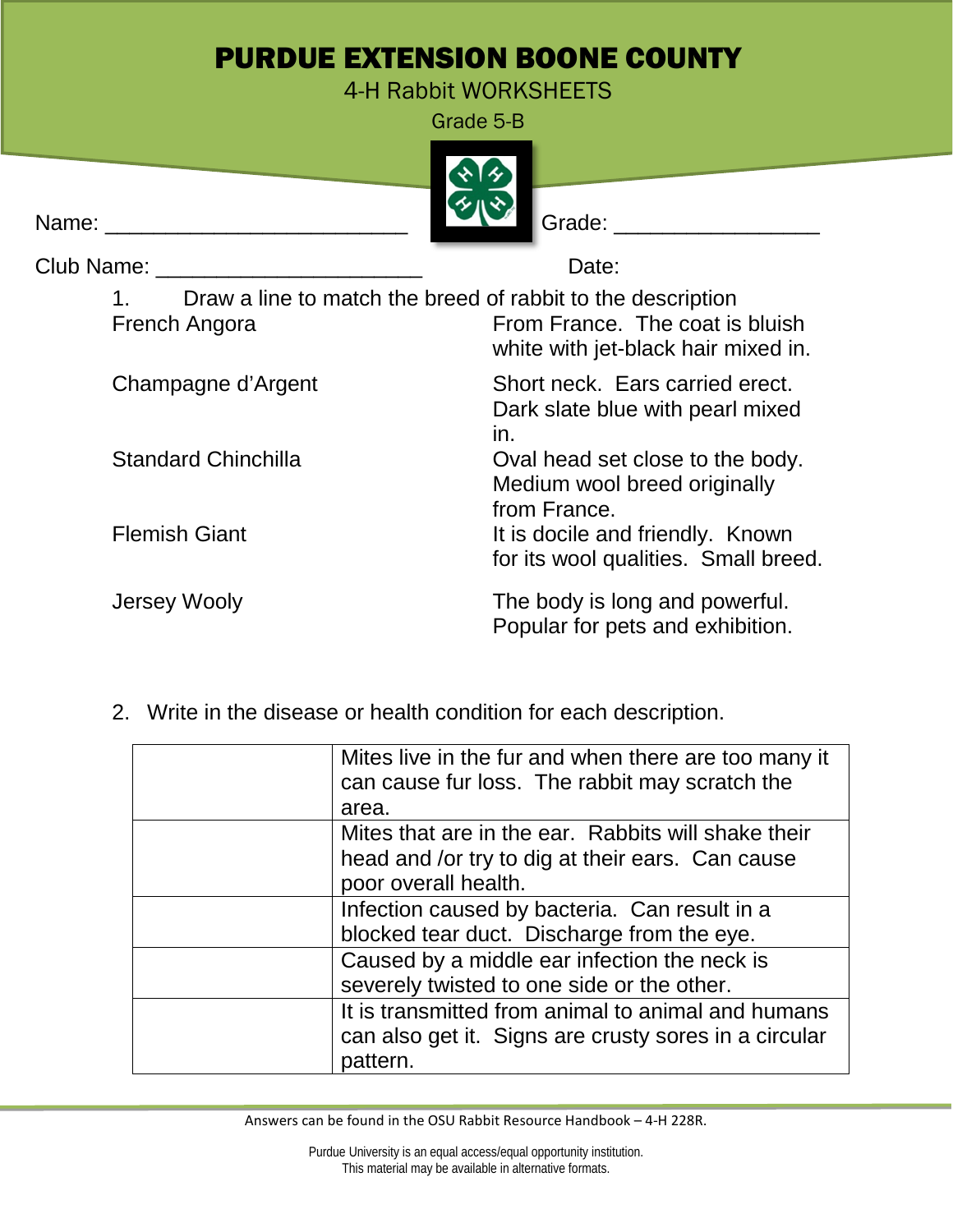# PURDUE EXTENSION BOONE COUNTY

4-H Rabbit WORKSHEETS

Grade 5-B

Name: _________________________ Grade: _________________

Club Name: ______________________ Date:

1. Draw a line to match the breed of rabbit to the description

| | |
|---|---|
| French Angora | From France. The coat is bluish white with jet-black hair mixed in. |
| Champagne d'Argent | Short neck. Ears carried erect. Dark slate blue with pearl mixed in. |
| Standard Chinchilla | Oval head set close to the body. Medium wool breed originally from France. |
| Flemish Giant | It is docile and friendly. Known for its wool qualities. Small breed. |
| Jersey Wooly | The body is long and powerful. Popular for pets and exhibition. |

2. Write in the disease or health condition for each description.

| | |
|---|---|
| | Mites live in the fur and when there are too many it can cause fur loss. The rabbit may scratch the area. |
| | Mites that are in the ear. Rabbits will shake their head and /or try to dig at their ears. Can cause poor overall health. |
| | Infection caused by bacteria. Can result in a blocked tear duct. Discharge from the eye. |
| | Caused by a middle ear infection the neck is severely twisted to one side or the other. |
| | It is transmitted from animal to animal and humans can also get it. Signs are crusty sores in a circular pattern. |

Answers can be found in the OSU Rabbit Resource Handbook – 4-H 228R.

Purdue University is an equal access/equal opportunity institution.
This material may be available in alternative formats.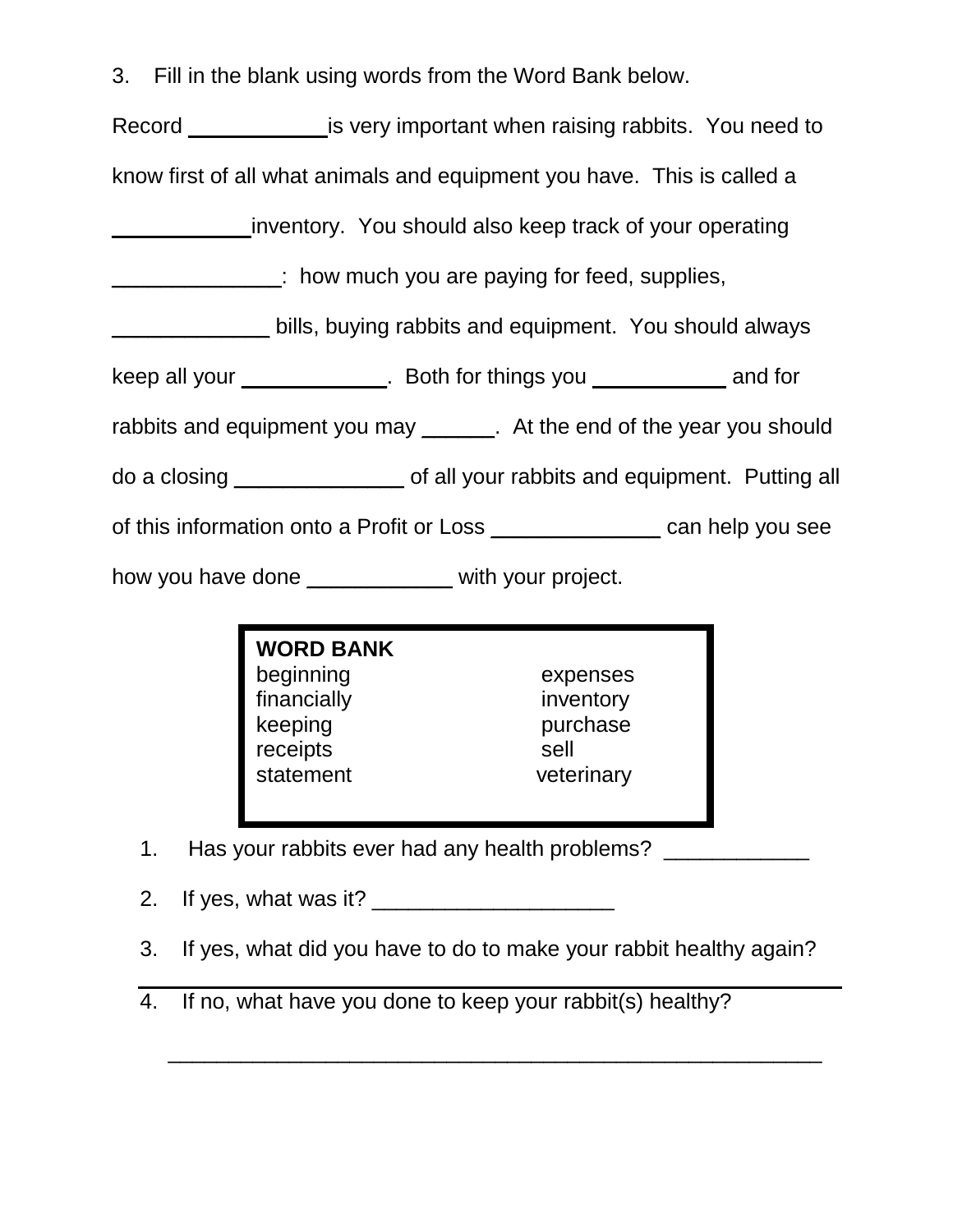3. Fill in the blank using words from the Word Bank below.

Record ____________ is very important when raising rabbits. You need to know first of all what animals and equipment you have. This is called a ____________ inventory. You should also keep track of your operating ______________: how much you are paying for feed, supplies, _____________ bills, buying rabbits and equipment. You should always keep all your _____________. Both for things you ____________ and for rabbits and equipment you may ______. At the end of the year you should do a closing ______________ of all your rabbits and equipment. Putting all of this information onto a Profit or Loss ______________ can help you see how you have done ____________ with your project.

| **WORD BANK** | |
|---|---|
| beginning | expenses |
| financially | inventory |
| keeping | purchase |
| receipts | sell |
| statement | veterinary |

1. Has your rabbits ever had any health problems? ____________
2. If yes, what was it? ____________________
3. If yes, what did you have to do to make your rabbit healthy again?

_______________________________________________________

4. If no, what have you done to keep your rabbit(s) healthy?

_______________________________________________________